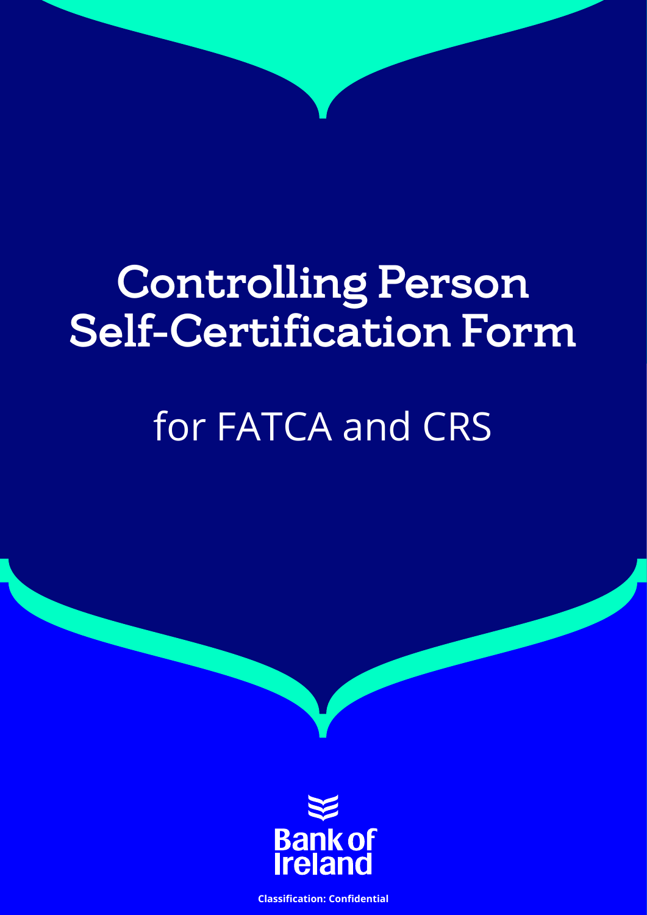# Controlling Person Self-Certification Form

## for FATCA and CRS

Bank of Ireland

**Classification: Confidential**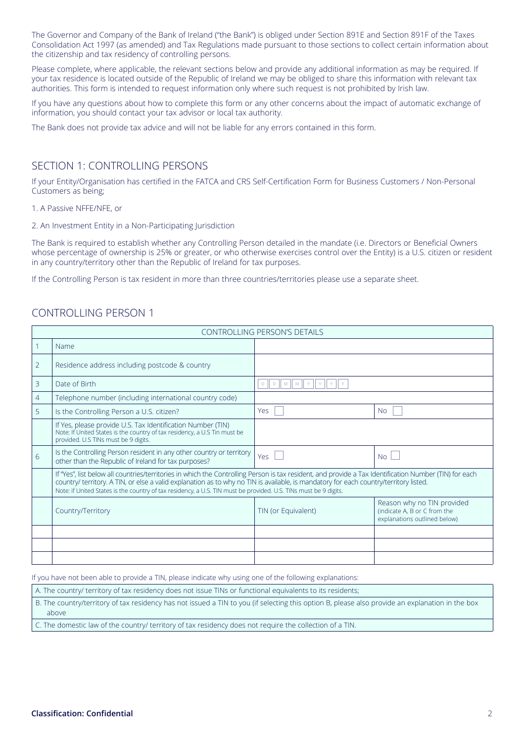The Governor and Company of the Bank of Ireland ("the Bank") is obliged under Section 891E and Section 891F of the Taxes Consolidation Act 1997 (as amended) and Tax Regulations made pursuant to those sections to collect certain information about the citizenship and tax residency of controlling persons.

Please complete, where applicable, the relevant sections below and provide any additional information as may be required. If your tax residence is located outside of the Republic of Ireland we may be obliged to share this information with relevant tax authorities. This form is intended to request information only where such request is not prohibited by Irish law.

If you have any questions about how to complete this form or any other concerns about the impact of automatic exchange of information, you should contact your tax advisor or local tax authority.

The Bank does not provide tax advice and will not be liable for any errors contained in this form.

## SECTION 1: CONTROLLING PERSONS

If your Entity/Organisation has certified in the FATCA and CRS Self-Certification Form for Business Customers / Non-Personal Customers as being;

1. A Passive NFFE/NFE, or

2. An Investment Entity in a Non-Participating Jurisdiction

The Bank is required to establish whether any Controlling Person detailed in the mandate (i.e. Directors or Beneficial Owners whose percentage of ownership is 25% or greater, or who otherwise exercises control over the Entity) is a U.S. citizen or resident in any country/territory other than the Republic of Ireland for tax purposes.

If the Controlling Person is tax resident in more than three countries/territories please use a separate sheet.

## CONTROLLING PERSON 1

| CONTROLLING PERSON'S DETAILS | | | |
|---|---|---|---|
| 1 | Name | | |
| 2 | Residence address including postcode & country | | |
| 3 | Date of Birth | D D M M Y Y Y Y | |
| 4 | Telephone number (including international country code) | | |
| 5 | Is the Controlling Person a U.S. citizen? | Yes ☐ | No ☐ |
| | If Yes, please provide U.S. Tax Identification Number (TIN)<br>Note: If United States is the country of tax residency, a U.S Tin must be provided. U.S TINs must be 9 digits. | | |
| 6 | Is the Controlling Person resident in any other country or territory other than the Republic of Ireland for tax purposes? | Yes ☐ | No ☐ |
| | If "Yes", list below all countries/territories in which the Controlling Person is tax resident, and provide a Tax Identification Number (TIN) for each country/ territory. A TIN, or else a valid explanation as to why no TIN is available, is mandatory for each country/territory listed.<br>Note: if United States is the country of tax residency, a U.S. TIN must be provided. U.S. TINs must be 9 digits. | | |
| | Country/Territory | TIN (or Equivalent) | Reason why no TIN provided (indicate A, B or C from the explanations outlined below) |
| | | | |
| | | | |
| | | | |

If you have not been able to provide a TIN, please indicate why using one of the following explanations:

| |
|---|
| A. The country/ territory of tax residency does not issue TINs or functional equivalents to its residents; |
| B. The country/territory of tax residency has not issued a TIN to you (if selecting this option B, please also provide an explanation in the box above |
| C. The domestic law of the country/ territory of tax residency does not require the collection of a TIN. |

**Classification: Confidential**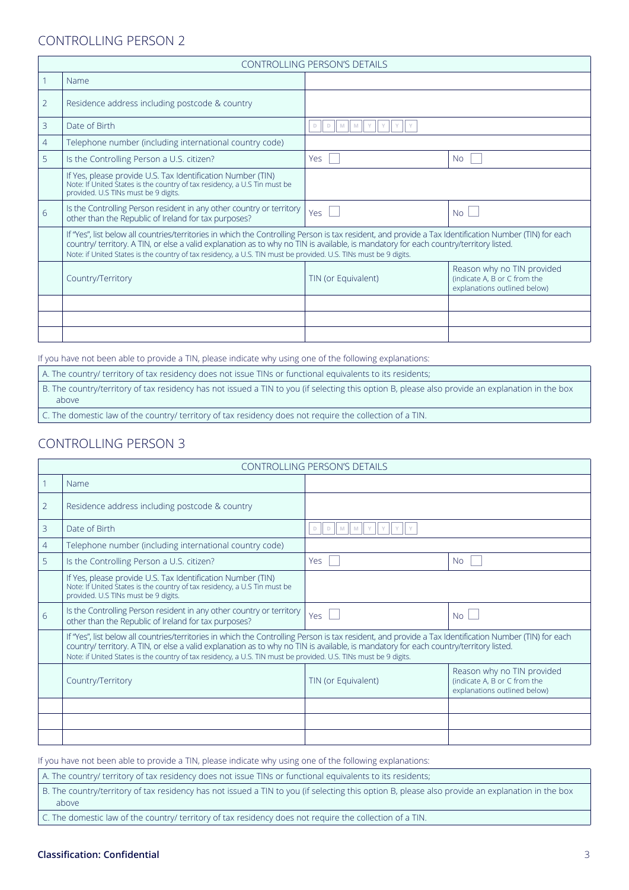## CONTROLLING PERSON 2

| CONTROLLING PERSON'S DETAILS | | | |
|---|---|---|---|
| 1 | Name | | |
| 2 | Residence address including postcode & country | | |
| 3 | Date of Birth | D D M M Y Y Y Y | |
| 4 | Telephone number (including international country code) | | |
| 5 | Is the Controlling Person a U.S. citizen? | Yes ☐ | No ☐ |
| | If Yes, please provide U.S. Tax Identification Number (TIN) Note: If United States is the country of tax residency, a U.S Tin must be provided. U.S TINs must be 9 digits. | | |
| 6 | Is the Controlling Person resident in any other country or territory other than the Republic of Ireland for tax purposes? | Yes ☐ | No ☐ |
| | If "Yes", list below all countries/territories in which the Controlling Person is tax resident, and provide a Tax Identification Number (TIN) for each country/ territory. A TIN, or else a valid explanation as to why no TIN is available, is mandatory for each country/territory listed. Note: if United States is the country of tax residency, a U.S. TIN must be provided. U.S. TINs must be 9 digits. | | |
| | Country/Territory | TIN (or Equivalent) | Reason why no TIN provided (indicate A, B or C from the explanations outlined below) |
| | | | |
| | | | |
| | | | |

If you have not been able to provide a TIN, please indicate why using one of the following explanations:

| |
|---|
| A. The country/ territory of tax residency does not issue TINs or functional equivalents to its residents; |
| B. The country/territory of tax residency has not issued a TIN to you (if selecting this option B, please also provide an explanation in the box above |
| C. The domestic law of the country/ territory of tax residency does not require the collection of a TIN. |

## CONTROLLING PERSON 3

| CONTROLLING PERSON'S DETAILS | | | |
|---|---|---|---|
| 1 | Name | | |
| 2 | Residence address including postcode & country | | |
| 3 | Date of Birth | D D M M Y Y Y Y | |
| 4 | Telephone number (including international country code) | | |
| 5 | Is the Controlling Person a U.S. citizen? | Yes ☐ | No ☐ |
| | If Yes, please provide U.S. Tax Identification Number (TIN) Note: If United States is the country of tax residency, a U.S Tin must be provided. U.S TINs must be 9 digits. | | |
| 6 | Is the Controlling Person resident in any other country or territory other than the Republic of Ireland for tax purposes? | Yes ☐ | No ☐ |
| | If "Yes", list below all countries/territories in which the Controlling Person is tax resident, and provide a Tax Identification Number (TIN) for each country/ territory. A TIN, or else a valid explanation as to why no TIN is available, is mandatory for each country/territory listed. Note: if United States is the country of tax residency, a U.S. TIN must be provided. U.S. TINs must be 9 digits. | | |
| | Country/Territory | TIN (or Equivalent) | Reason why no TIN provided (indicate A, B or C from the explanations outlined below) |
| | | | |
| | | | |
| | | | |

If you have not been able to provide a TIN, please indicate why using one of the following explanations:

| |
|---|
| A. The country/ territory of tax residency does not issue TINs or functional equivalents to its residents; |
| B. The country/territory of tax residency has not issued a TIN to you (if selecting this option B, please also provide an explanation in the box above |
| C. The domestic law of the country/ territory of tax residency does not require the collection of a TIN. |

**Classification: Confidential**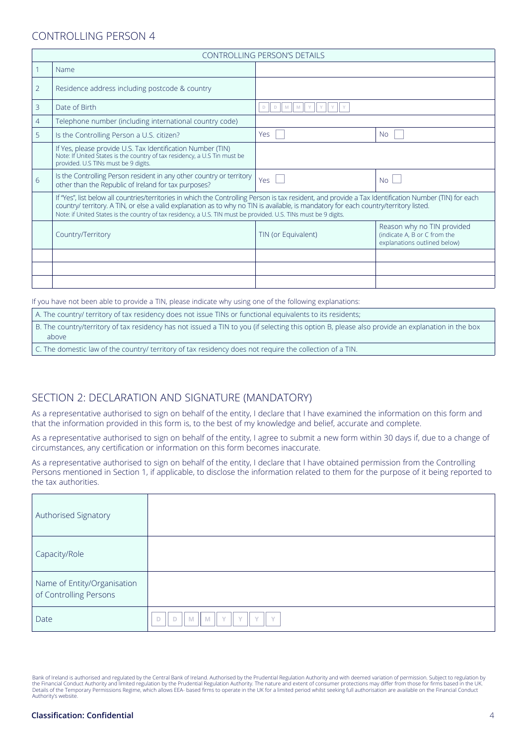## CONTROLLING PERSON 4

| CONTROLLING PERSON'S DETAILS | | | |
|---|---|---|---|
| 1 | Name | | |
| 2 | Residence address including postcode & country | | |
| 3 | Date of Birth | D D M M Y Y Y Y | |
| 4 | Telephone number (including international country code) | | |
| 5 | Is the Controlling Person a U.S. citizen? | Yes ☐ | No ☐ |
| | If Yes, please provide U.S. Tax Identification Number (TIN) Note: If United States is the country of tax residency, a U.S Tin must be provided. U.S TINs must be 9 digits. | | |
| 6 | Is the Controlling Person resident in any other country or territory other than the Republic of Ireland for tax purposes? | Yes ☐ | No ☐ |
| | If "Yes", list below all countries/territories in which the Controlling Person is tax resident, and provide a Tax Identification Number (TIN) for each country/ territory. A TIN, or else a valid explanation as to why no TIN is available, is mandatory for each country/territory listed. Note: if United States is the country of tax residency, a U.S. TIN must be provided. U.S. TINs must be 9 digits. | | |
| | Country/Territory | TIN (or Equivalent) | Reason why no TIN provided (indicate A, B or C from the explanations outlined below) |
| | | | |
| | | | |
| | | | |

If you have not been able to provide a TIN, please indicate why using one of the following explanations:

A. The country/ territory of tax residency does not issue TINs or functional equivalents to its residents;

B. The country/territory of tax residency has not issued a TIN to you (if selecting this option B, please also provide an explanation in the box above

C. The domestic law of the country/ territory of tax residency does not require the collection of a TIN.

## SECTION 2: DECLARATION AND SIGNATURE (MANDATORY)

As a representative authorised to sign on behalf of the entity, I declare that I have examined the information on this form and that the information provided in this form is, to the best of my knowledge and belief, accurate and complete.

As a representative authorised to sign on behalf of the entity, I agree to submit a new form within 30 days if, due to a change of circumstances, any certification or information on this form becomes inaccurate.

As a representative authorised to sign on behalf of the entity, I declare that I have obtained permission from the Controlling Persons mentioned in Section 1, if applicable, to disclose the information related to them for the purpose of it being reported to the tax authorities.

| | |
|---|---|
| Authorised Signatory | |
| Capacity/Role | |
| Name of Entity/Organisation of Controlling Persons | |
| Date | D D M M Y Y Y Y |

Bank of Ireland is authorised and regulated by the Central Bank of Ireland. Authorised by the Prudential Regulation Authority and with deemed variation of permission. Subject to regulation by the Financial Conduct Authority and limited regulation by the Prudential Regulation Authority. The nature and extent of consumer protections may differ from those for firms based in the UK. Details of the Temporary Permissions Regime, which allows EEA- based firms to operate in the UK for a limited period whilst seeking full authorisation are available on the Financial Conduct Authority's website.

**Classification: Confidential**